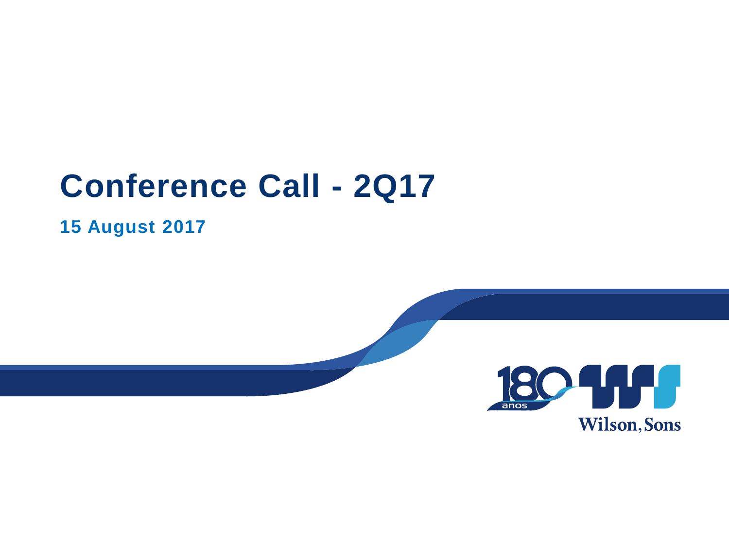# Conference Call - 2Q17

**15 August 2017**

180 anos

Wilson, Sons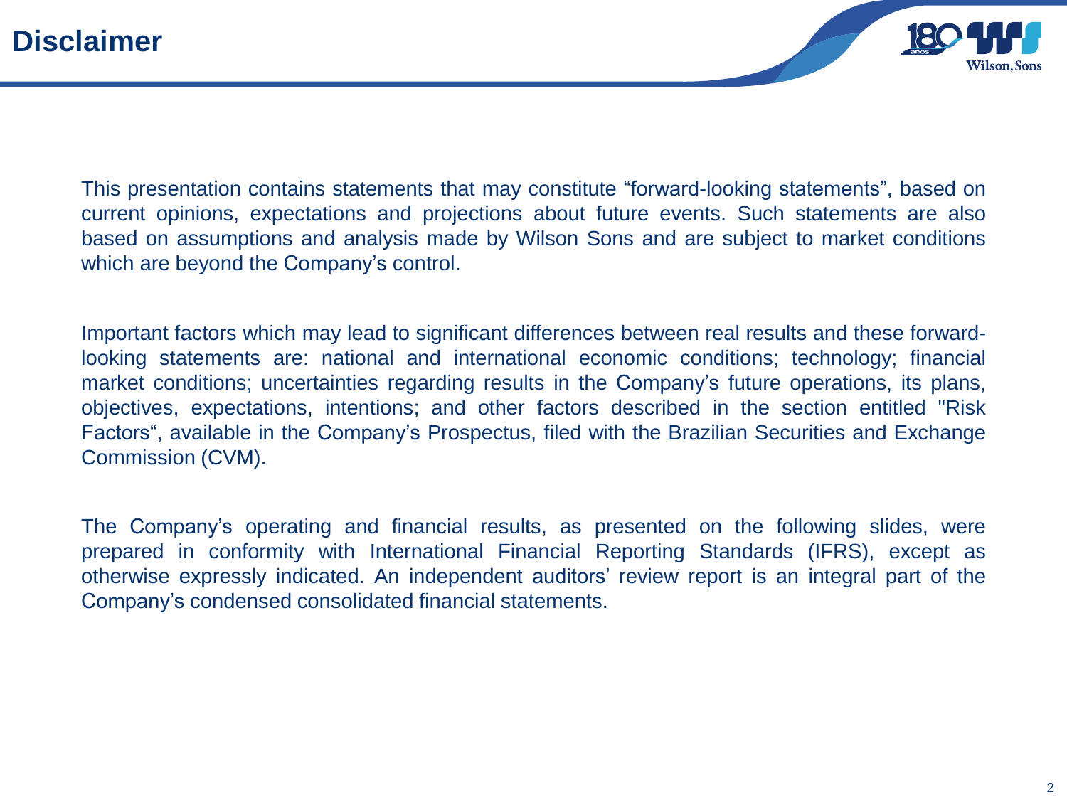# Disclaimer

This presentation contains statements that may constitute “forward-looking statements”, based on current opinions, expectations and projections about future events. Such statements are also based on assumptions and analysis made by Wilson Sons and are subject to market conditions which are beyond the Company’s control.

Important factors which may lead to significant differences between real results and these forward-looking statements are: national and international economic conditions; technology; financial market conditions; uncertainties regarding results in the Company’s future operations, its plans, objectives, expectations, intentions; and other factors described in the section entitled "Risk Factors“, available in the Company’s Prospectus, filed with the Brazilian Securities and Exchange Commission (CVM).

The Company’s operating and financial results, as presented on the following slides, were prepared in conformity with International Financial Reporting Standards (IFRS), except as otherwise expressly indicated. An independent auditors’ review report is an integral part of the Company’s condensed consolidated financial statements.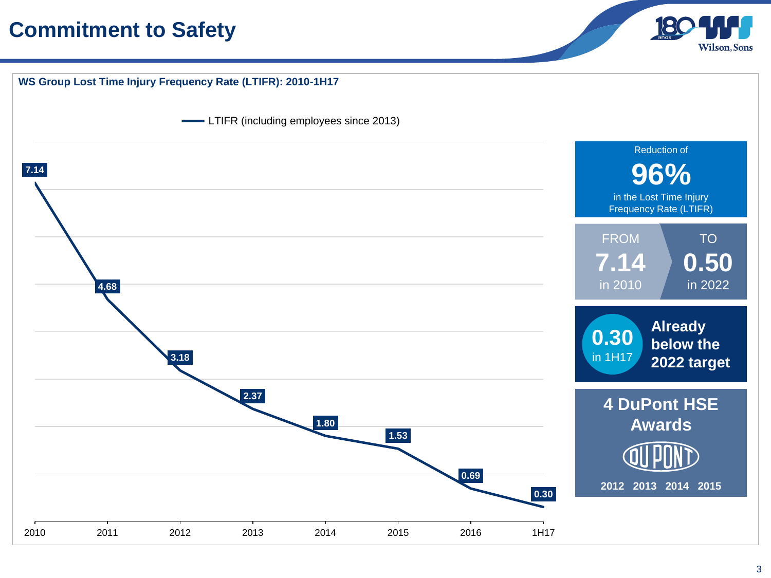# Commitment to Safety

**WS Group Lost Time Injury Frequency Rate (LTIFR): 2010-1H17**

LTIFR (including employees since 2013)

| 2010 | 2011 | 2012 | 2013 | 2014 | 2015 | 2016 | 1H17 |
| --- | --- | --- | --- | --- | --- | --- | --- |
| 7.14 | 4.68 | 3.18 | 2.37 | 1.80 | 1.53 | 0.69 | 0.30 |

Reduction of

**96%**

in the Lost Time Injury Frequency Rate (LTIFR)

FROM **7.14** in 2010

TO **0.50** in 2022

**0.30** in 1H17

**Already below the 2022 target**

**4 DuPont HSE Awards**

DUPONT

**2012 2013 2014 2015**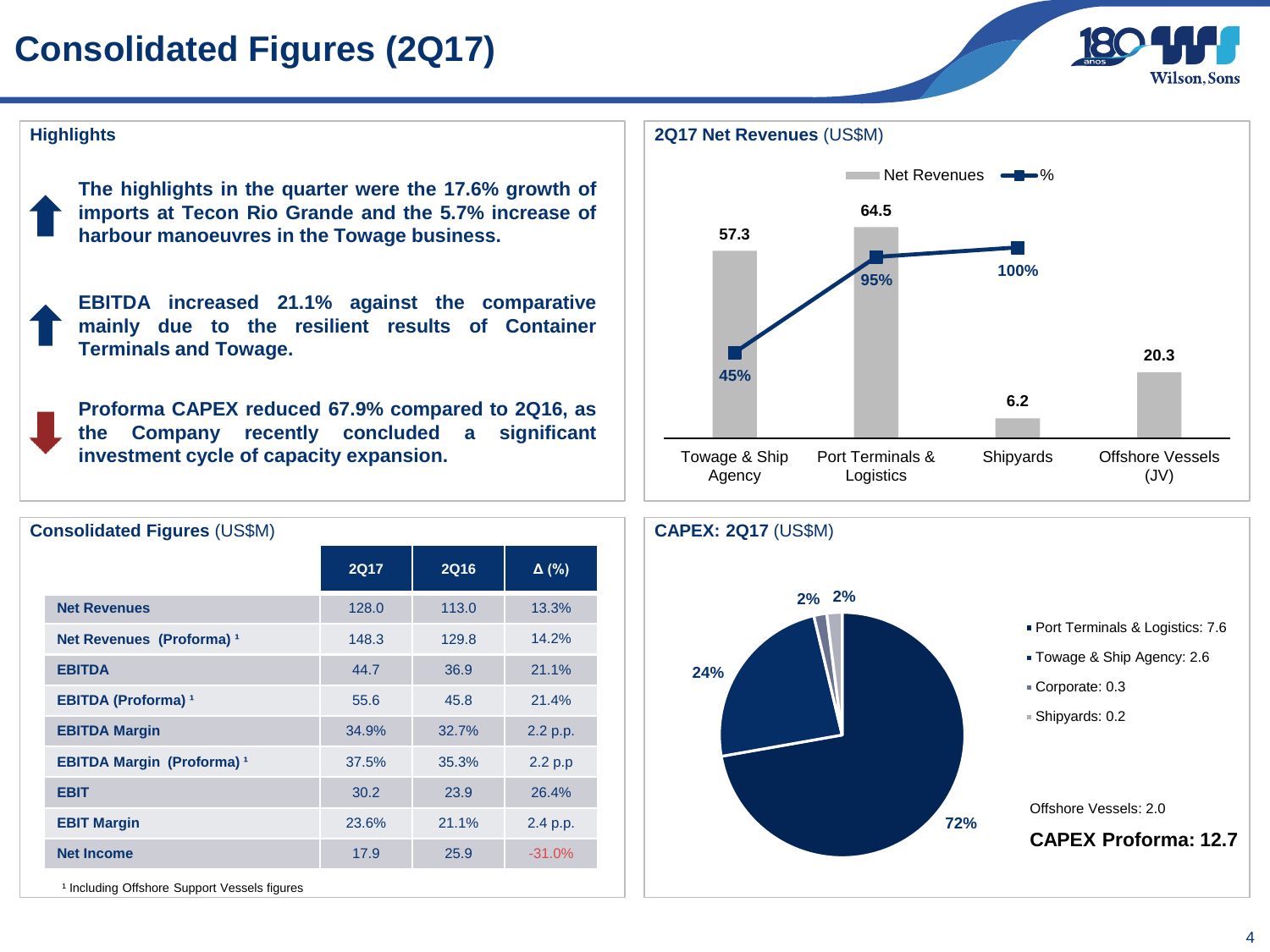# Consolidated Figures (2Q17)

## Highlights

- **The highlights in the quarter were the 17.6% growth of imports at Tecon Rio Grande and the 5.7% increase of harbour manoeuvres in the Towage business.**
- **EBITDA increased 21.1% against the comparative mainly due to the resilient results of Container Terminals and Towage.**
- **Proforma CAPEX reduced 67.9% compared to 2Q16, as the Company recently concluded a significant investment cycle of capacity expansion.**

## 2Q17 Net Revenues (US$M)

| | Net Revenues | % |
|---|---|---|
| Towage & Ship Agency | 57.3 | 45% |
| Port Terminals & Logistics | 64.5 | 95% |
| Shipyards | 6.2 | 100% |
| Offshore Vessels (JV) | 20.3 | |

## Consolidated Figures (US$M)

| | 2Q17 | 2Q16 | Δ (%) |
|---|---|---|---|
| **Net Revenues** | 128.0 | 113.0 | 13.3% |
| **Net Revenues (Proforma) [1]** | 148.3 | 129.8 | 14.2% |
| **EBITDA** | 44.7 | 36.9 | 21.1% |
| **EBITDA (Proforma) [1]** | 55.6 | 45.8 | 21.4% |
| **EBITDA Margin** | 34.9% | 32.7% | 2.2 p.p. |
| **EBITDA Margin (Proforma) [1]** | 37.5% | 35.3% | 2.2 p.p |
| **EBIT** | 30.2 | 23.9 | 26.4% |
| **EBIT Margin** | 23.6% | 21.1% | 2.4 p.p. |
| **Net Income** | 17.9 | 25.9 | -31.0% |

[1] Including Offshore Support Vessels figures

## CAPEX: 2Q17 (US$M)

| Segment | CAPEX | % |
|---|---|---|
| Port Terminals & Logistics | 7.6 | 72% |
| Towage & Ship Agency | 2.6 | 24% |
| Corporate | 0.3 | 2% |
| Shipyards | 0.2 | 2% |

Offshore Vessels: 2.0

**CAPEX Proforma: 12.7**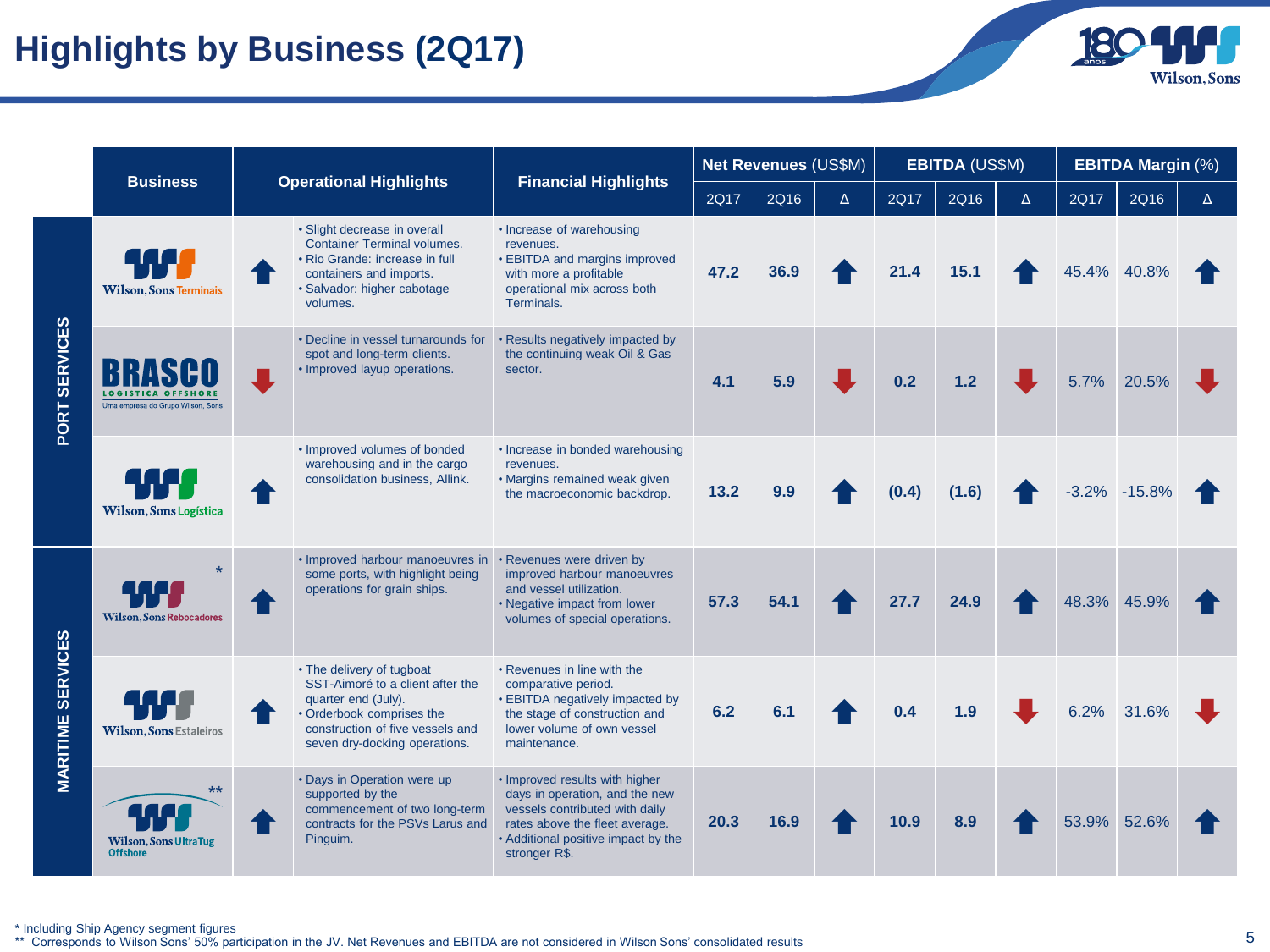# Highlights by Business (2Q17)

| Segment | Business | | Operational Highlights | Financial Highlights | Net Revenues (US$M) | | | EBITDA (US$M) | | | EBITDA Margin (%) | | |
|---|---|---|---|---|---|---|---|---|---|---|---|---|---|
| | | | | | 2Q17 | 2Q16 | Δ | 2Q17 | 2Q16 | Δ | 2Q17 | 2Q16 | Δ |
| PORT SERVICES | Wilson, Sons Terminais | ↑ | • Slight decrease in overall Container Terminal volumes. • Rio Grande: increase in full containers and imports. • Salvador: higher cabotage volumes. | • Increase of warehousing revenues. • EBITDA and margins improved with more a profitable operational mix across both Terminals. | 47.2 | 36.9 | ↑ | 21.4 | 15.1 | ↑ | 45.4% | 40.8% | ↑ |
| PORT SERVICES | BRASCO Logística Offshore – Uma empresa do Grupo Wilson, Sons | ↓ | • Decline in vessel turnarounds for spot and long-term clients. • Improved layup operations. | • Results negatively impacted by the continuing weak Oil & Gas sector. | 4.1 | 5.9 | ↓ | 0.2 | 1.2 | ↓ | 5.7% | 20.5% | ↓ |
| PORT SERVICES | Wilson, Sons Logística | ↑ | • Improved volumes of bonded warehousing and in the cargo consolidation business, Allink. | • Increase in bonded warehousing revenues. • Margins remained weak given the macroeconomic backdrop. | 13.2 | 9.9 | ↑ | (0.4) | (1.6) | ↑ | -3.2% | -15.8% | ↑ |
| MARITIME SERVICES | Wilson, Sons Rebocadores * | ↑ | • Improved harbour manoeuvres in some ports, with highlight being operations for grain ships. | • Revenues were driven by improved harbour manoeuvres and vessel utilization. • Negative impact from lower volumes of special operations. | 57.3 | 54.1 | ↑ | 27.7 | 24.9 | ↑ | 48.3% | 45.9% | ↑ |
| MARITIME SERVICES | Wilson, Sons Estaleiros | ↑ | • The delivery of tugboat SST-Aimoré to a client after the quarter end (July). • Orderbook comprises the construction of five vessels and seven dry-docking operations. | • Revenues in line with the comparative period. • EBITDA negatively impacted by the stage of construction and lower volume of own vessel maintenance. | 6.2 | 6.1 | ↑ | 0.4 | 1.9 | ↓ | 6.2% | 31.6% | ↓ |
| MARITIME SERVICES | Wilson, Sons UltraTug Offshore ** | ↑ | • Days in Operation were up supported by the commencement of two long-term contracts for the PSVs Larus and Pinguim. | • Improved results with higher days in operation, and the new vessels contributed with daily rates above the fleet average. • Additional positive impact by the stronger R$. | 20.3 | 16.9 | ↑ | 10.9 | 8.9 | ↑ | 53.9% | 52.6% | ↑ |

\* Including Ship Agency segment figures

\*\* Corresponds to Wilson Sons' 50% participation in the JV. Net Revenues and EBITDA are not considered in Wilson Sons' consolidated results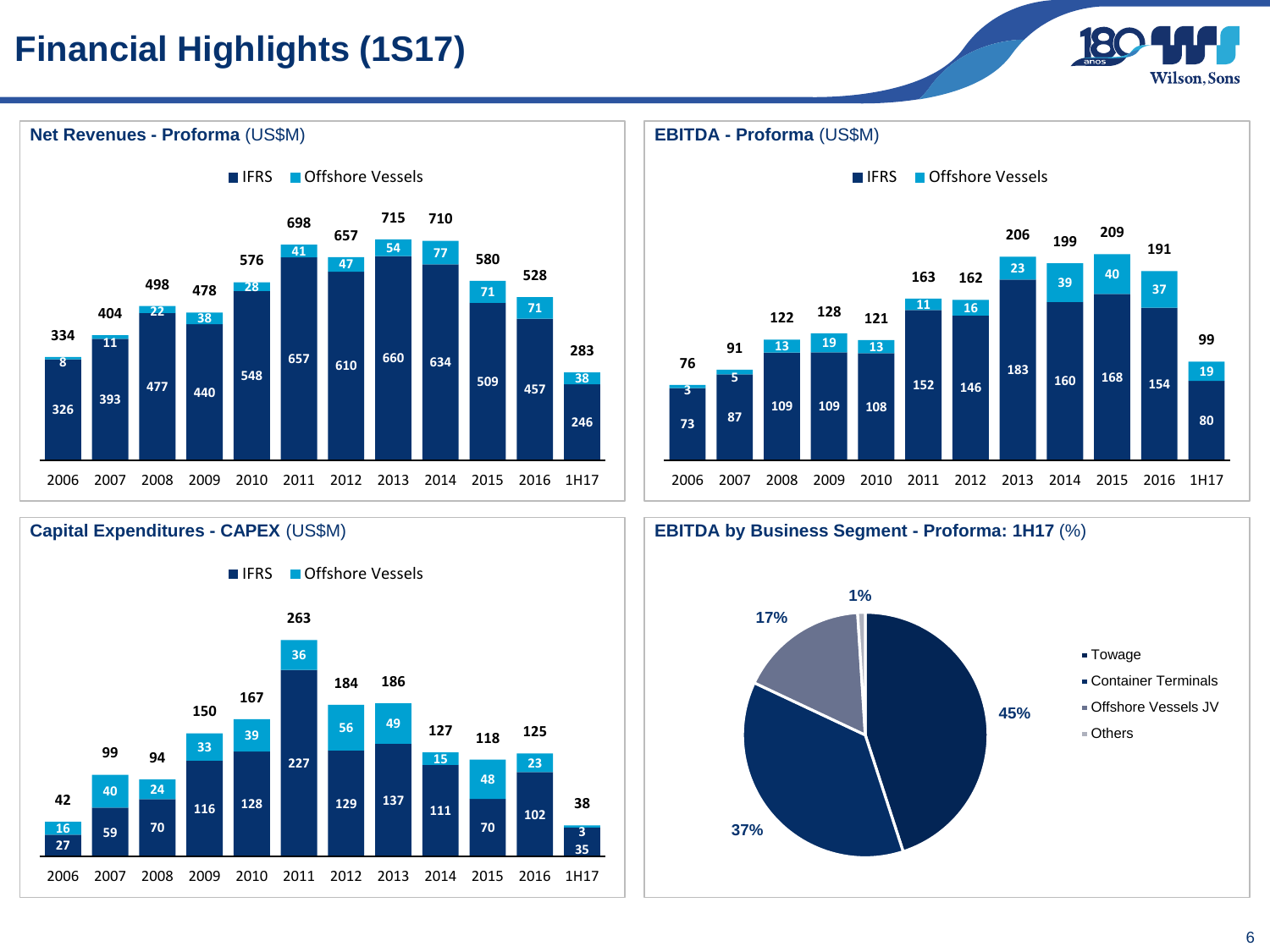# Financial Highlights (1S17)

## Net Revenues - Proforma (US$M)

| Year | IFRS | Offshore Vessels | Total |
|---|---|---|---|
| 2006 | 326 | 8 | 334 |
| 2007 | 393 | 11 | 404 |
| 2008 | 477 | 22 | 498 |
| 2009 | 440 | 38 | 478 |
| 2010 | 548 | 28 | 576 |
| 2011 | 657 | 41 | 698 |
| 2012 | 610 | 47 | 657 |
| 2013 | 660 | 54 | 715 |
| 2014 | 634 | 77 | 710 |
| 2015 | 509 | 71 | 580 |
| 2016 | 457 | 71 | 528 |
| 1H17 | 246 | 38 | 283 |

## EBITDA - Proforma (US$M)

| Year | IFRS | Offshore Vessels | Total |
|---|---|---|---|
| 2006 | 73 | 3 | 76 |
| 2007 | 87 | 5 | 91 |
| 2008 | 109 | 13 | 122 |
| 2009 | 109 | 19 | 128 |
| 2010 | 108 | 13 | 121 |
| 2011 | 152 | 11 | 163 |
| 2012 | 146 | 16 | 162 |
| 2013 | 183 | 23 | 206 |
| 2014 | 160 | 39 | 199 |
| 2015 | 168 | 40 | 209 |
| 2016 | 154 | 37 | 191 |
| 1H17 | 80 | 19 | 99 |

## Capital Expenditures - CAPEX (US$M)

| Year | IFRS | Offshore Vessels | Total |
|---|---|---|---|
| 2006 | 27 | 16 | 42 |
| 2007 | 59 | 40 | 99 |
| 2008 | 70 | 24 | 94 |
| 2009 | 116 | 33 | 150 |
| 2010 | 128 | 39 | 167 |
| 2011 | 227 | 36 | 263 |
| 2012 | 129 | 56 | 184 |
| 2013 | 137 | 49 | 186 |
| 2014 | 111 | 15 | 127 |
| 2015 | 70 | 48 | 118 |
| 2016 | 102 | 23 | 125 |
| 1H17 | 35 | 3 | 38 |

## EBITDA by Business Segment - Proforma: 1H17 (%)

| Segment | % |
|---|---|
| Towage | 45% |
| Container Terminals | 37% |
| Offshore Vessels JV | 17% |
| Others | 1% |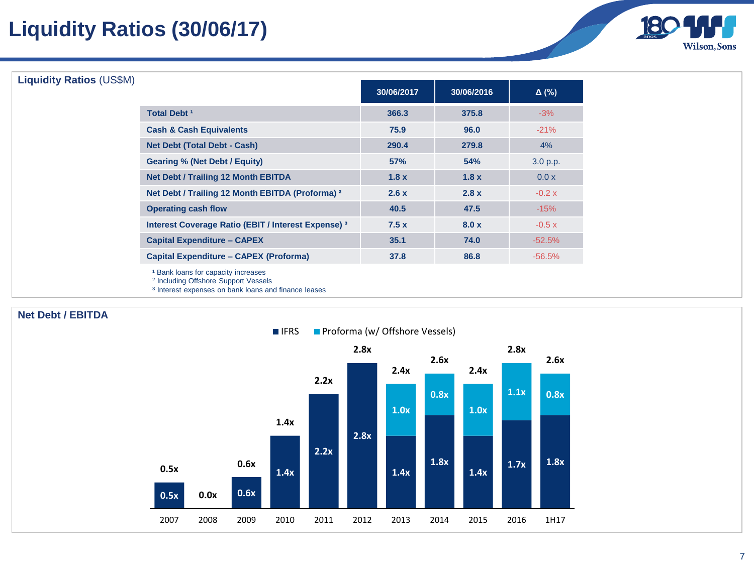# Liquidity Ratios (30/06/17)

## Liquidity Ratios (US$M)

| | 30/06/2017 | 30/06/2016 | Δ (%) |
|---|---|---|---|
| Total Debt [1] | 366.3 | 375.8 | -3% |
| Cash & Cash Equivalents | 75.9 | 96.0 | -21% |
| Net Debt (Total Debt - Cash) | 290.4 | 279.8 | 4% |
| Gearing % (Net Debt / Equity) | 57% | 54% | 3.0 p.p. |
| Net Debt / Trailing 12 Month EBITDA | 1.8 x | 1.8 x | 0.0 x |
| Net Debt / Trailing 12 Month EBITDA (Proforma) [2] | 2.6 x | 2.8 x | -0.2 x |
| Operating cash flow | 40.5 | 47.5 | -15% |
| Interest Coverage Ratio (EBIT / Interest Expense) [3] | 7.5 x | 8.0 x | -0.5 x |
| Capital Expenditure – CAPEX | 35.1 | 74.0 | -52.5% |
| Capital Expenditure – CAPEX (Proforma) | 37.8 | 86.8 | -56.5% |

[1] Bank loans for capacity increases
[2] Including Offshore Support Vessels
[3] Interest expenses on bank loans and finance leases

## Net Debt / EBITDA

| Year | IFRS | Proforma (w/ Offshore Vessels) | Total |
|---|---|---|---|
| 2007 | 0.5x | | 0.5x |
| 2008 | 0.0x | | 0.0x |
| 2009 | 0.6x | | 0.6x |
| 2010 | 1.4x | | 1.4x |
| 2011 | 2.2x | | 2.2x |
| 2012 | 2.8x | | 2.8x |
| 2013 | 1.4x | 1.0x | 2.4x |
| 2014 | 1.8x | 0.8x | 2.6x |
| 2015 | 1.4x | 1.0x | 2.4x |
| 2016 | 1.7x | 1.1x | 2.8x |
| 1H17 | 1.8x | 0.8x | 2.6x |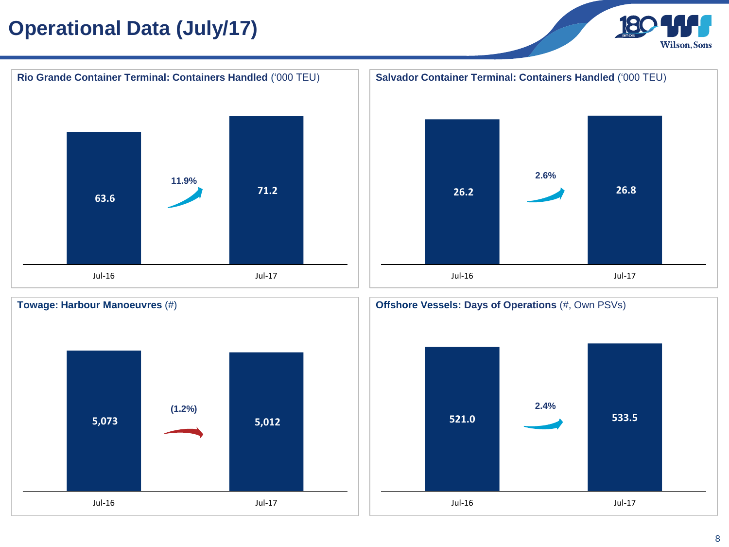# Operational Data (July/17)

## Rio Grande Container Terminal: Containers Handled ('000 TEU)

| | Jul-16 | Jul-17 |
|---|---|---|
| Containers Handled | 63.6 | 71.2 |

11.9%

## Salvador Container Terminal: Containers Handled ('000 TEU)

| | Jul-16 | Jul-17 |
|---|---|---|
| Containers Handled | 26.2 | 26.8 |

2.6%

## Towage: Harbour Manoeuvres (#)

| | Jul-16 | Jul-17 |
|---|---|---|
| Harbour Manoeuvres | 5,073 | 5,012 |

(1.2%)

## Offshore Vessels: Days of Operations (#, Own PSVs)

| | Jul-16 | Jul-17 |
|---|---|---|
| Days of Operations | 521.0 | 533.5 |

2.4%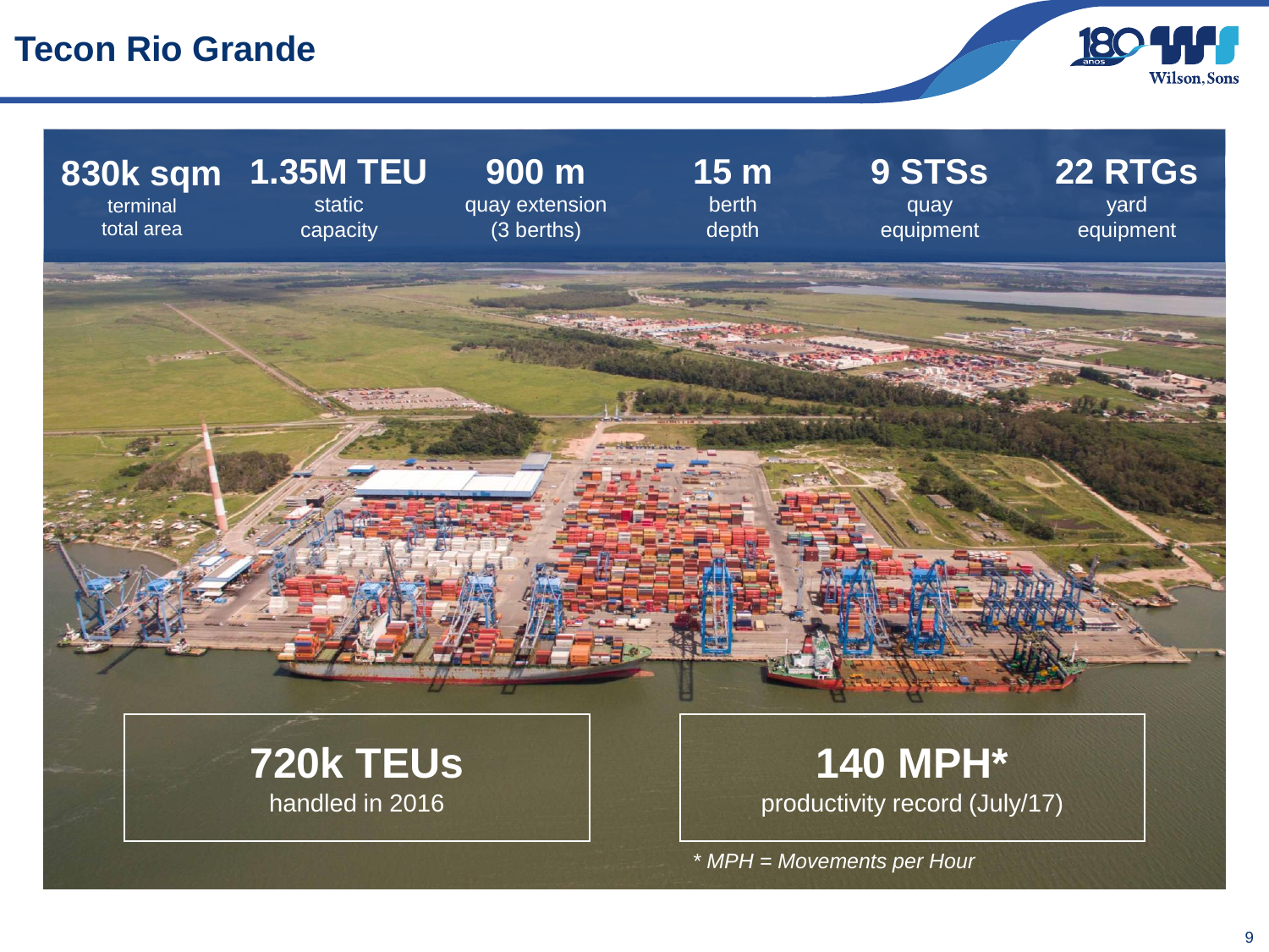# Tecon Rio Grande

| 830k sqm | 1.35M TEU | 900 m | 15 m | 9 STSs | 22 RTGs |
|---|---|---|---|---|---|
| terminal total area | static capacity | quay extension (3 berths) | berth depth | quay equipment | yard equipment |

**720k TEUs**
handled in 2016

**140 MPH***
productivity record (July/17)

*\* MPH = Movements per Hour*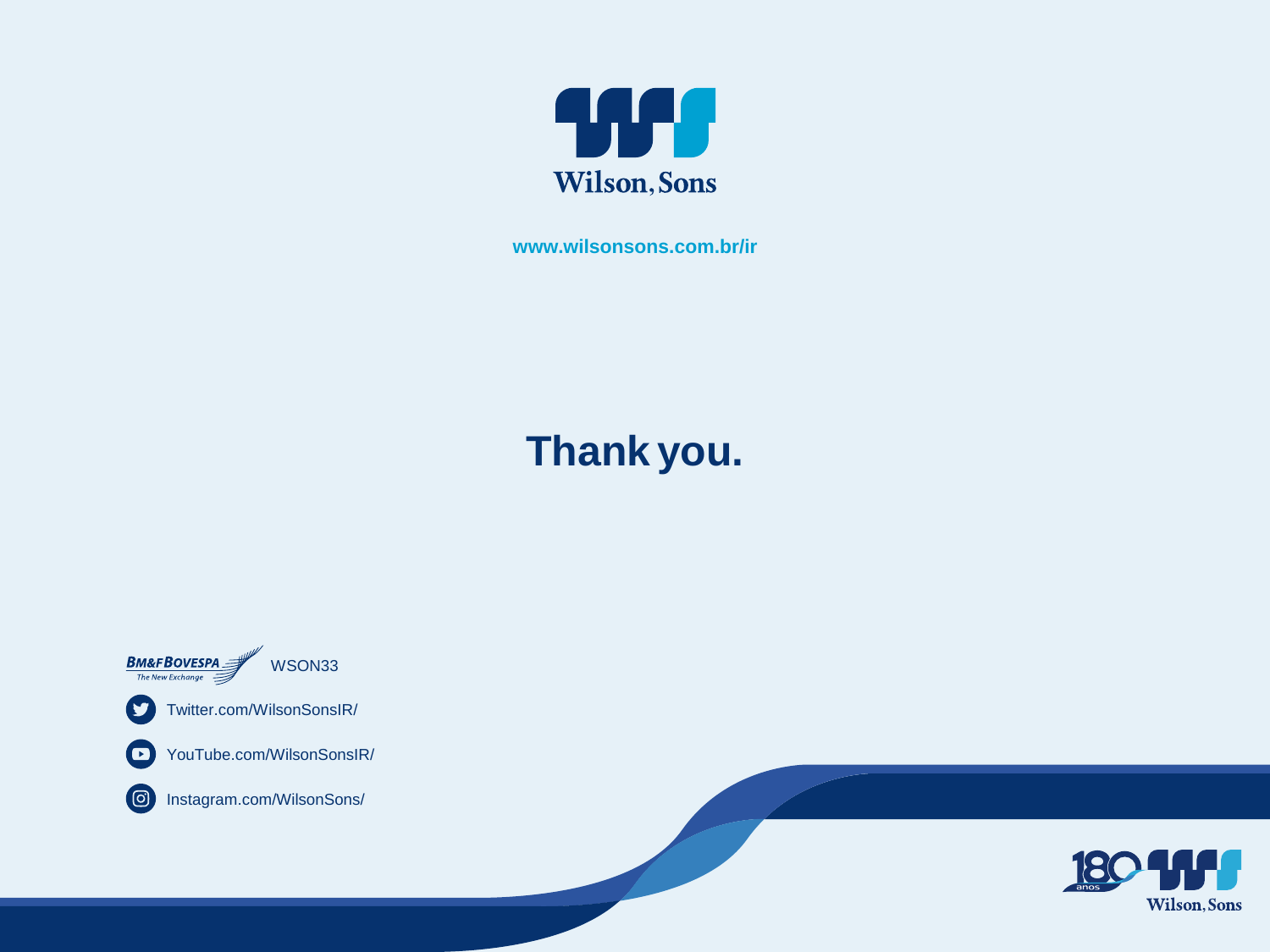Wilson, Sons

www.wilsonsons.com.br/ir

# Thank you.

BM&FBOVESPA The New Exchange WSON33

Twitter.com/WilsonSonsIR/

YouTube.com/WilsonSonsIR/

Instagram.com/WilsonSons/

180 anos Wilson, Sons